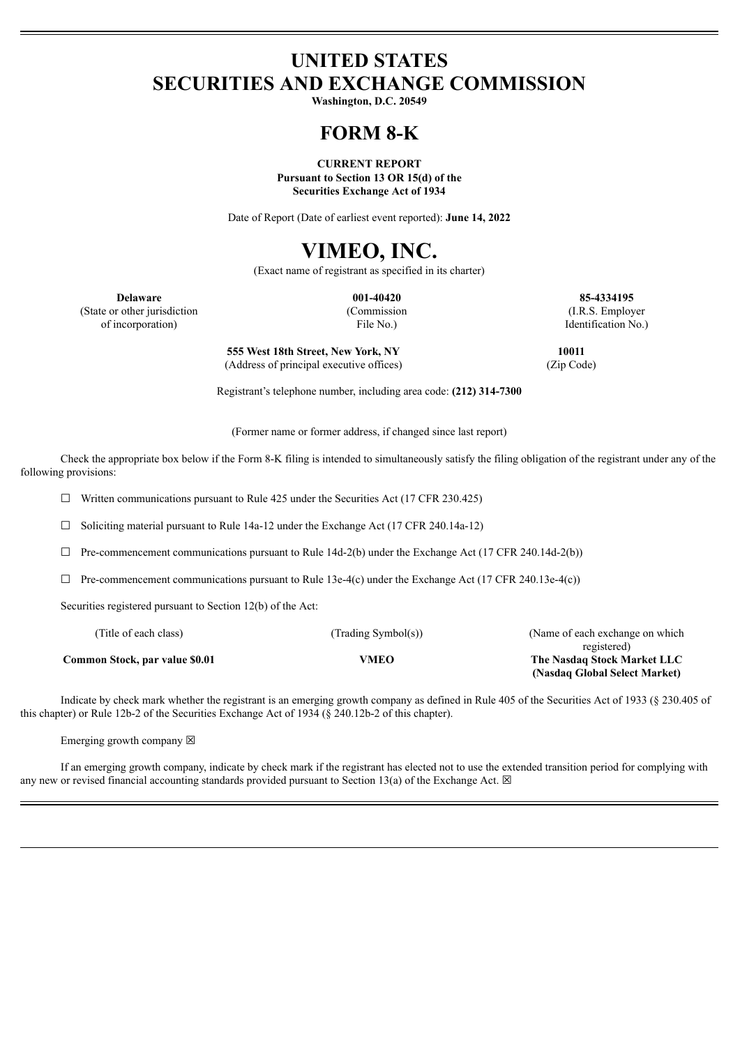# UNITED STATES
# SECURITIES AND EXCHANGE COMMISSION

**Washington, D.C. 20549**

# FORM 8-K

**CURRENT REPORT**
**Pursuant to Section 13 OR 15(d) of the**
**Securities Exchange Act of 1934**

Date of Report (Date of earliest event reported): **June 14, 2022**

# VIMEO, INC.

(Exact name of registrant as specified in its charter)

| **Delaware** | **001-40420** | **85-4334195** |
|---|---|---|
| (State or other jurisdiction of incorporation) | (Commission File No.) | (I.R.S. Employer Identification No.) |

| **555 West 18th Street, New York, NY** | **10011** |
|---|---|
| (Address of principal executive offices) | (Zip Code) |

Registrant's telephone number, including area code: **(212) 314-7300**

(Former name or former address, if changed since last report)

Check the appropriate box below if the Form 8-K filing is intended to simultaneously satisfy the filing obligation of the registrant under any of the following provisions:

☐ Written communications pursuant to Rule 425 under the Securities Act (17 CFR 230.425)

☐ Soliciting material pursuant to Rule 14a-12 under the Exchange Act (17 CFR 240.14a-12)

☐ Pre-commencement communications pursuant to Rule 14d-2(b) under the Exchange Act (17 CFR 240.14d-2(b))

☐ Pre-commencement communications pursuant to Rule 13e-4(c) under the Exchange Act (17 CFR 240.13e-4(c))

Securities registered pursuant to Section 12(b) of the Act:

| (Title of each class) | (Trading Symbol(s)) | (Name of each exchange on which registered) |
|---|---|---|
| **Common Stock, par value $0.01** | **VMEO** | **The Nasdaq Stock Market LLC (Nasdaq Global Select Market)** |

Indicate by check mark whether the registrant is an emerging growth company as defined in Rule 405 of the Securities Act of 1933 (§ 230.405 of this chapter) or Rule 12b-2 of the Securities Exchange Act of 1934 (§ 240.12b-2 of this chapter).

Emerging growth company ☒

If an emerging growth company, indicate by check mark if the registrant has elected not to use the extended transition period for complying with any new or revised financial accounting standards provided pursuant to Section 13(a) of the Exchange Act. ☒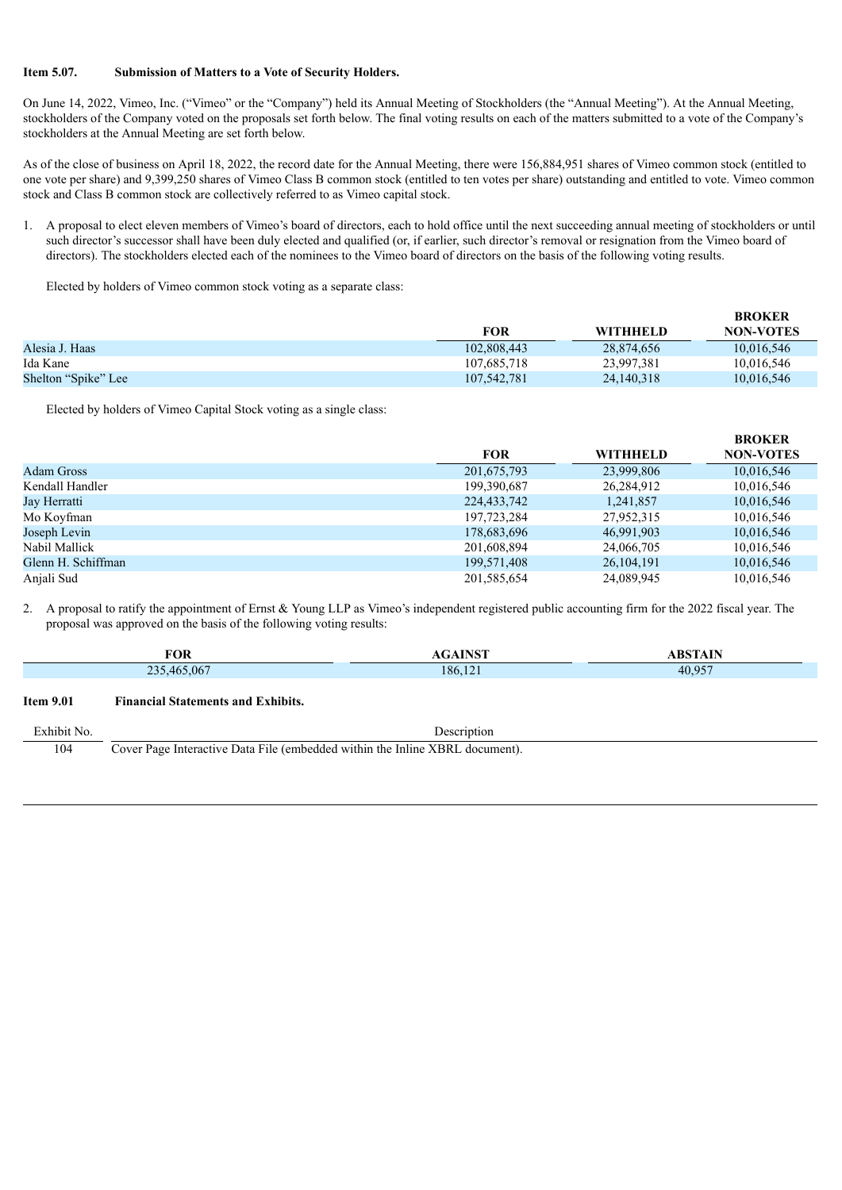**Item 5.07. Submission of Matters to a Vote of Security Holders.**

On June 14, 2022, Vimeo, Inc. ("Vimeo" or the "Company") held its Annual Meeting of Stockholders (the "Annual Meeting"). At the Annual Meeting, stockholders of the Company voted on the proposals set forth below. The final voting results on each of the matters submitted to a vote of the Company's stockholders at the Annual Meeting are set forth below.

As of the close of business on April 18, 2022, the record date for the Annual Meeting, there were 156,884,951 shares of Vimeo common stock (entitled to one vote per share) and 9,399,250 shares of Vimeo Class B common stock (entitled to ten votes per share) outstanding and entitled to vote. Vimeo common stock and Class B common stock are collectively referred to as Vimeo capital stock.

1. A proposal to elect eleven members of Vimeo's board of directors, each to hold office until the next succeeding annual meeting of stockholders or until such director's successor shall have been duly elected and qualified (or, if earlier, such director's removal or resignation from the Vimeo board of directors). The stockholders elected each of the nominees to the Vimeo board of directors on the basis of the following voting results.

Elected by holders of Vimeo common stock voting as a separate class:

| | FOR | WITHHELD | BROKER NON-VOTES |
|---|---|---|---|
| Alesia J. Haas | 102,808,443 | 28,874,656 | 10,016,546 |
| Ida Kane | 107,685,718 | 23,997,381 | 10,016,546 |
| Shelton "Spike" Lee | 107,542,781 | 24,140,318 | 10,016,546 |

Elected by holders of Vimeo Capital Stock voting as a single class:

| | FOR | WITHHELD | BROKER NON-VOTES |
|---|---|---|---|
| Adam Gross | 201,675,793 | 23,999,806 | 10,016,546 |
| Kendall Handler | 199,390,687 | 26,284,912 | 10,016,546 |
| Jay Herratti | 224,433,742 | 1,241,857 | 10,016,546 |
| Mo Koyfman | 197,723,284 | 27,952,315 | 10,016,546 |
| Joseph Levin | 178,683,696 | 46,991,903 | 10,016,546 |
| Nabil Mallick | 201,608,894 | 24,066,705 | 10,016,546 |
| Glenn H. Schiffman | 199,571,408 | 26,104,191 | 10,016,546 |
| Anjali Sud | 201,585,654 | 24,089,945 | 10,016,546 |

2. A proposal to ratify the appointment of Ernst & Young LLP as Vimeo's independent registered public accounting firm for the 2022 fiscal year. The proposal was approved on the basis of the following voting results:

| FOR | AGAINST | ABSTAIN |
|---|---|---|
| 235,465,067 | 186,121 | 40,957 |

**Item 9.01 Financial Statements and Exhibits.**

| Exhibit No. | Description |
|---|---|
| 104 | Cover Page Interactive Data File (embedded within the Inline XBRL document). |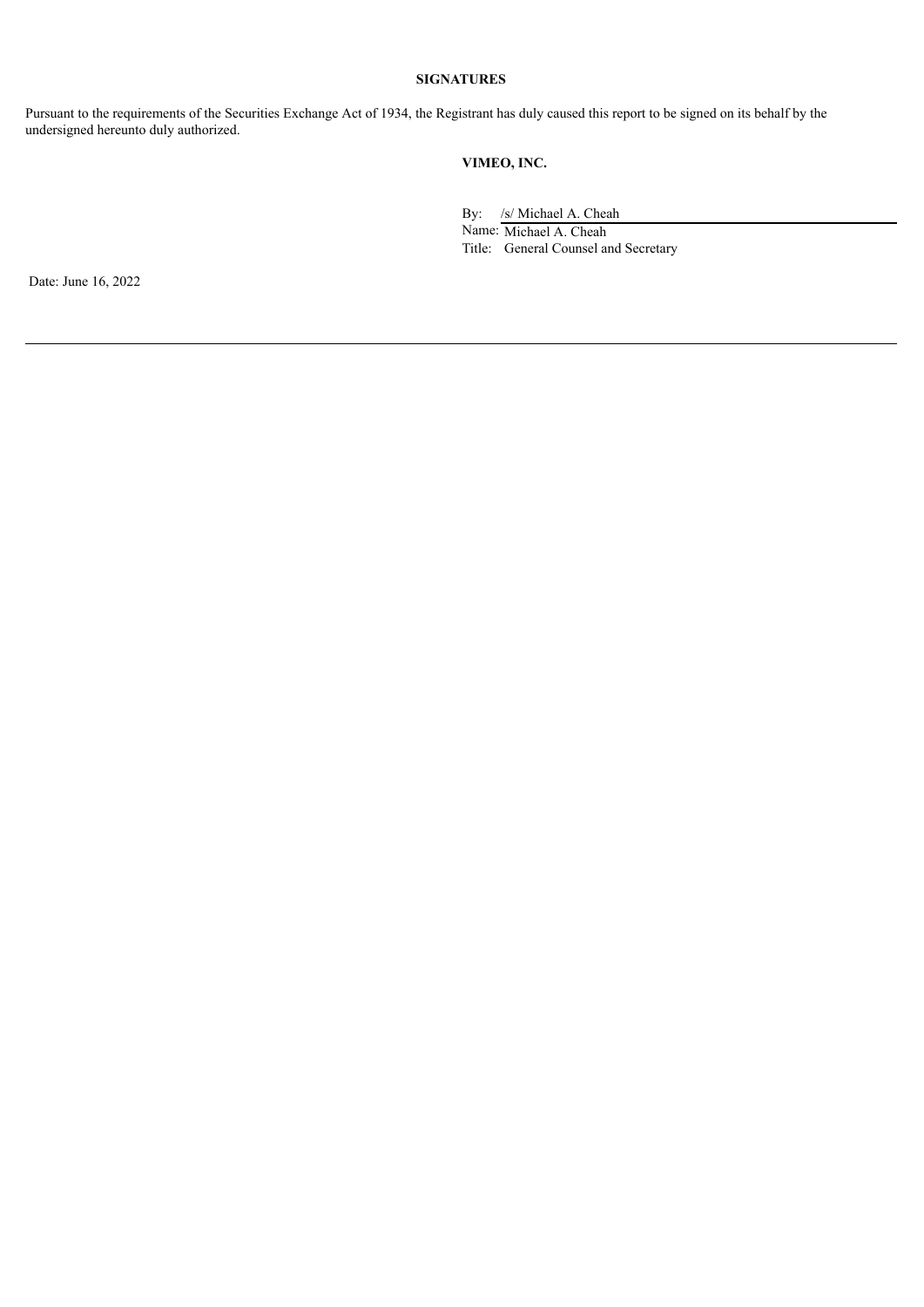**SIGNATURES**

Pursuant to the requirements of the Securities Exchange Act of 1934, the Registrant has duly caused this report to be signed on its behalf by the undersigned hereunto duly authorized.

**VIMEO, INC.**

By: /s/ Michael A. Cheah
Name: Michael A. Cheah
Title: General Counsel and Secretary

Date: June 16, 2022